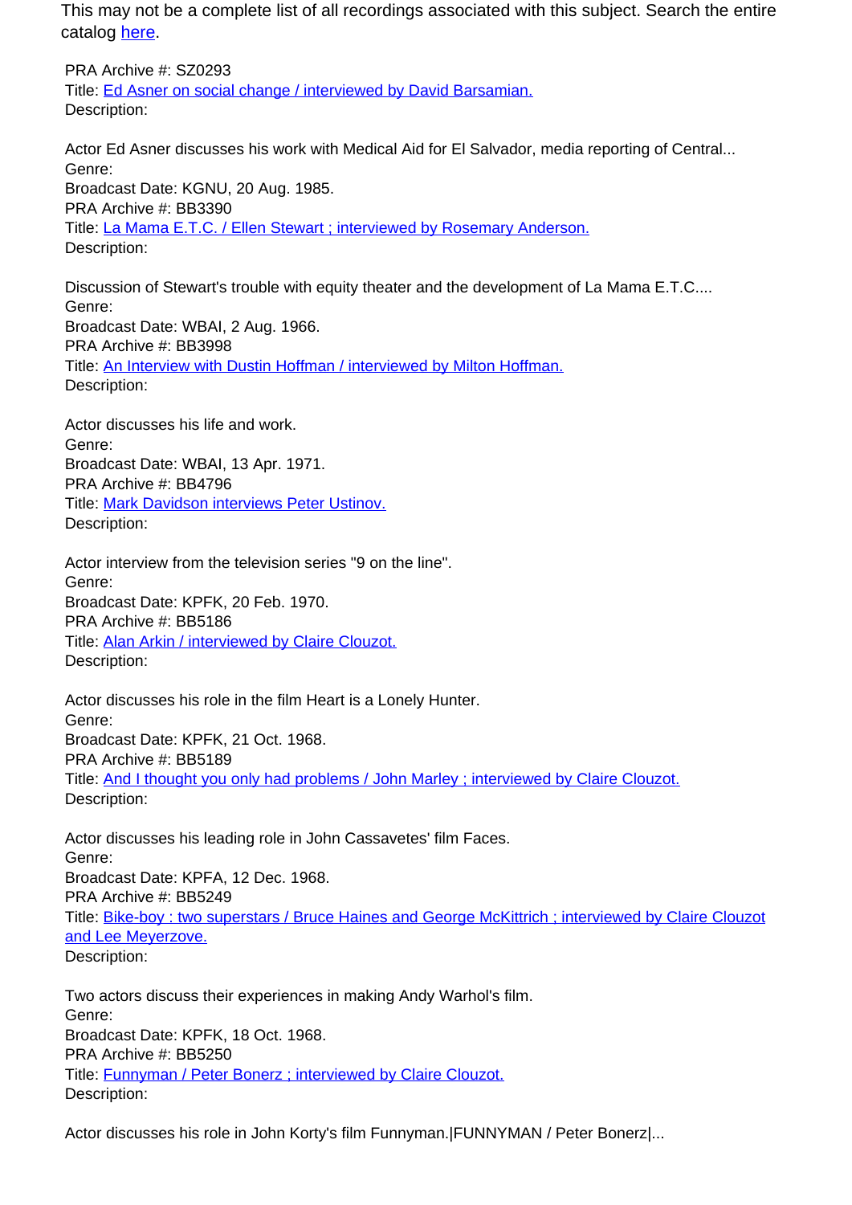This may not be a complete list of all recordings associated with this subject. Search the entire catalog [here](#).

PRA Archive #: SZ0293
Title: [Ed Asner on social change / interviewed by David Barsamian.](#)
Description:

Actor Ed Asner discusses his work with Medical Aid for El Salvador, media reporting of Central...
Genre:
Broadcast Date: KGNU, 20 Aug. 1985.
PRA Archive #: BB3390
Title: [La Mama E.T.C. / Ellen Stewart ; interviewed by Rosemary Anderson.](#)
Description:

Discussion of Stewart's trouble with equity theater and the development of La Mama E.T.C....
Genre:
Broadcast Date: WBAI, 2 Aug. 1966.
PRA Archive #: BB3998
Title: [An Interview with Dustin Hoffman / interviewed by Milton Hoffman.](#)
Description:

Actor discusses his life and work.
Genre:
Broadcast Date: WBAI, 13 Apr. 1971.
PRA Archive #: BB4796
Title: [Mark Davidson interviews Peter Ustinov.](#)
Description:

Actor interview from the television series "9 on the line".
Genre:
Broadcast Date: KPFK, 20 Feb. 1970.
PRA Archive #: BB5186
Title: [Alan Arkin / interviewed by Claire Clouzot.](#)
Description:

Actor discusses his role in the film Heart is a Lonely Hunter.
Genre:
Broadcast Date: KPFK, 21 Oct. 1968.
PRA Archive #: BB5189
Title: [And I thought you only had problems / John Marley ; interviewed by Claire Clouzot.](#)
Description:

Actor discusses his leading role in John Cassavetes' film Faces.
Genre:
Broadcast Date: KPFA, 12 Dec. 1968.
PRA Archive #: BB5249
Title: [Bike-boy : two superstars / Bruce Haines and George McKittrich ; interviewed by Claire Clouzot and Lee Meyerzove.](#)
Description:

Two actors discuss their experiences in making Andy Warhol's film.
Genre:
Broadcast Date: KPFK, 18 Oct. 1968.
PRA Archive #: BB5250
Title: [Funnyman / Peter Bonerz ; interviewed by Claire Clouzot.](#)
Description:

Actor discusses his role in John Korty's film Funnyman.|FUNNYMAN / Peter Bonerz|...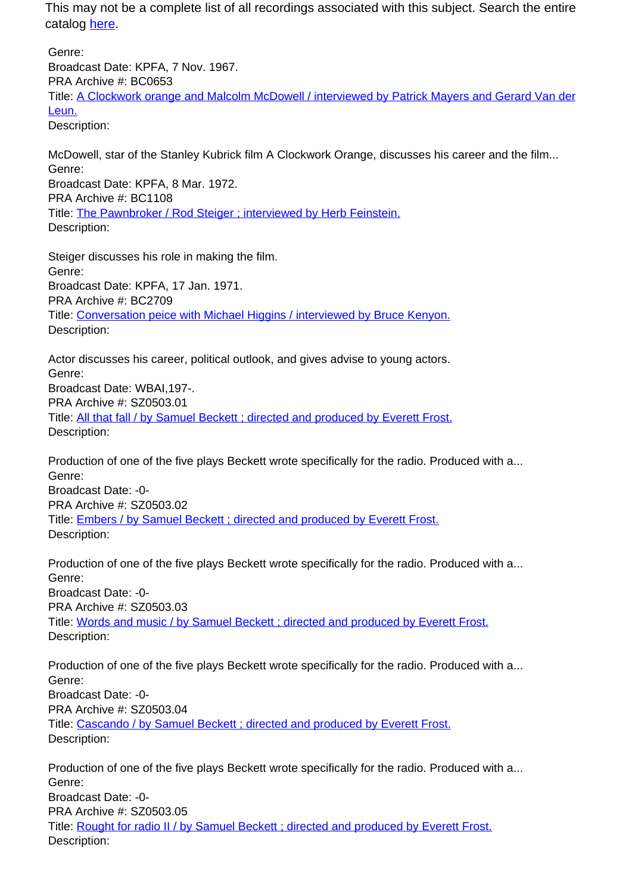This may not be a complete list of all recordings associated with this subject. Search the entire catalog [here](#).

Genre:
Broadcast Date: KPFA, 7 Nov. 1967.
PRA Archive #: BC0653
Title: [A Clockwork orange and Malcolm McDowell / interviewed by Patrick Mayers and Gerard Van der Leun.](#)
Description:

McDowell, star of the Stanley Kubrick film A Clockwork Orange, discusses his career and the film...
Genre:
Broadcast Date: KPFA, 8 Mar. 1972.
PRA Archive #: BC1108
Title: [The Pawnbroker / Rod Steiger ; interviewed by Herb Feinstein.](#)
Description:

Steiger discusses his role in making the film.
Genre:
Broadcast Date: KPFA, 17 Jan. 1971.
PRA Archive #: BC2709
Title: [Conversation peice with Michael Higgins / interviewed by Bruce Kenyon.](#)
Description:

Actor discusses his career, political outlook, and gives advise to young actors.
Genre:
Broadcast Date: WBAI,197-.
PRA Archive #: SZ0503.01
Title: [All that fall / by Samuel Beckett ; directed and produced by Everett Frost.](#)
Description:

Production of one of the five plays Beckett wrote specifically for the radio. Produced with a...
Genre:
Broadcast Date: -0-
PRA Archive #: SZ0503.02
Title: [Embers / by Samuel Beckett ; directed and produced by Everett Frost.](#)
Description:

Production of one of the five plays Beckett wrote specifically for the radio. Produced with a...
Genre:
Broadcast Date: -0-
PRA Archive #: SZ0503.03
Title: [Words and music / by Samuel Beckett ; directed and produced by Everett Frost.](#)
Description:

Production of one of the five plays Beckett wrote specifically for the radio. Produced with a...
Genre:
Broadcast Date: -0-
PRA Archive #: SZ0503.04
Title: [Cascando / by Samuel Beckett ; directed and produced by Everett Frost.](#)
Description:

Production of one of the five plays Beckett wrote specifically for the radio. Produced with a...
Genre:
Broadcast Date: -0-
PRA Archive #: SZ0503.05
Title: [Rought for radio II / by Samuel Beckett ; directed and produced by Everett Frost.](#)
Description: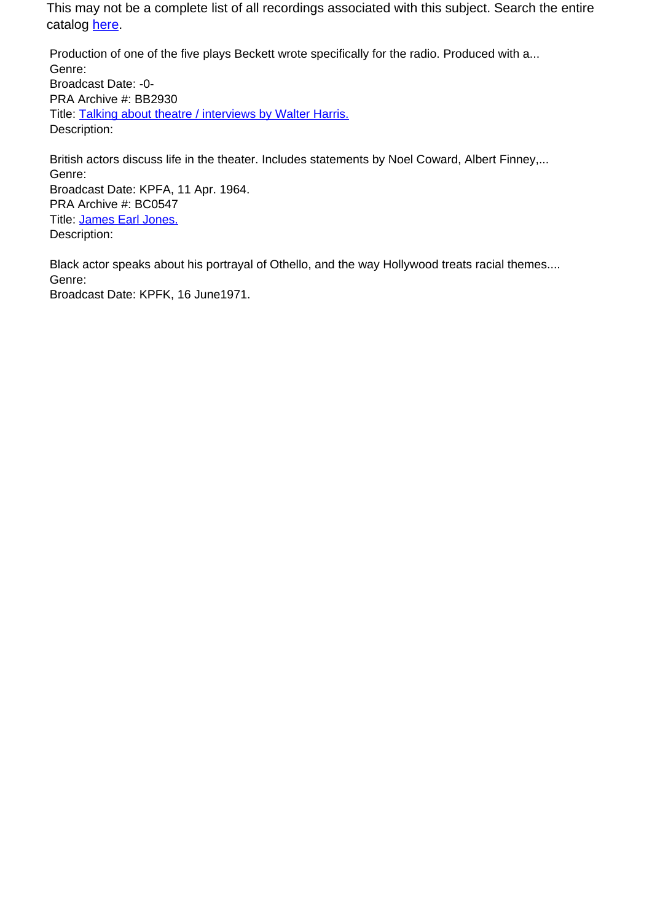This may not be a complete list of all recordings associated with this subject. Search the entire catalog here.

Production of one of the five plays Beckett wrote specifically for the radio. Produced with a...
Genre:
Broadcast Date: -0-
PRA Archive #: BB2930
Title: Talking about theatre / interviews by Walter Harris.
Description:

British actors discuss life in the theater. Includes statements by Noel Coward, Albert Finney,...
Genre:
Broadcast Date: KPFA, 11 Apr. 1964.
PRA Archive #: BC0547
Title: James Earl Jones.
Description:

Black actor speaks about his portrayal of Othello, and the way Hollywood treats racial themes....
Genre:
Broadcast Date: KPFK, 16 June1971.